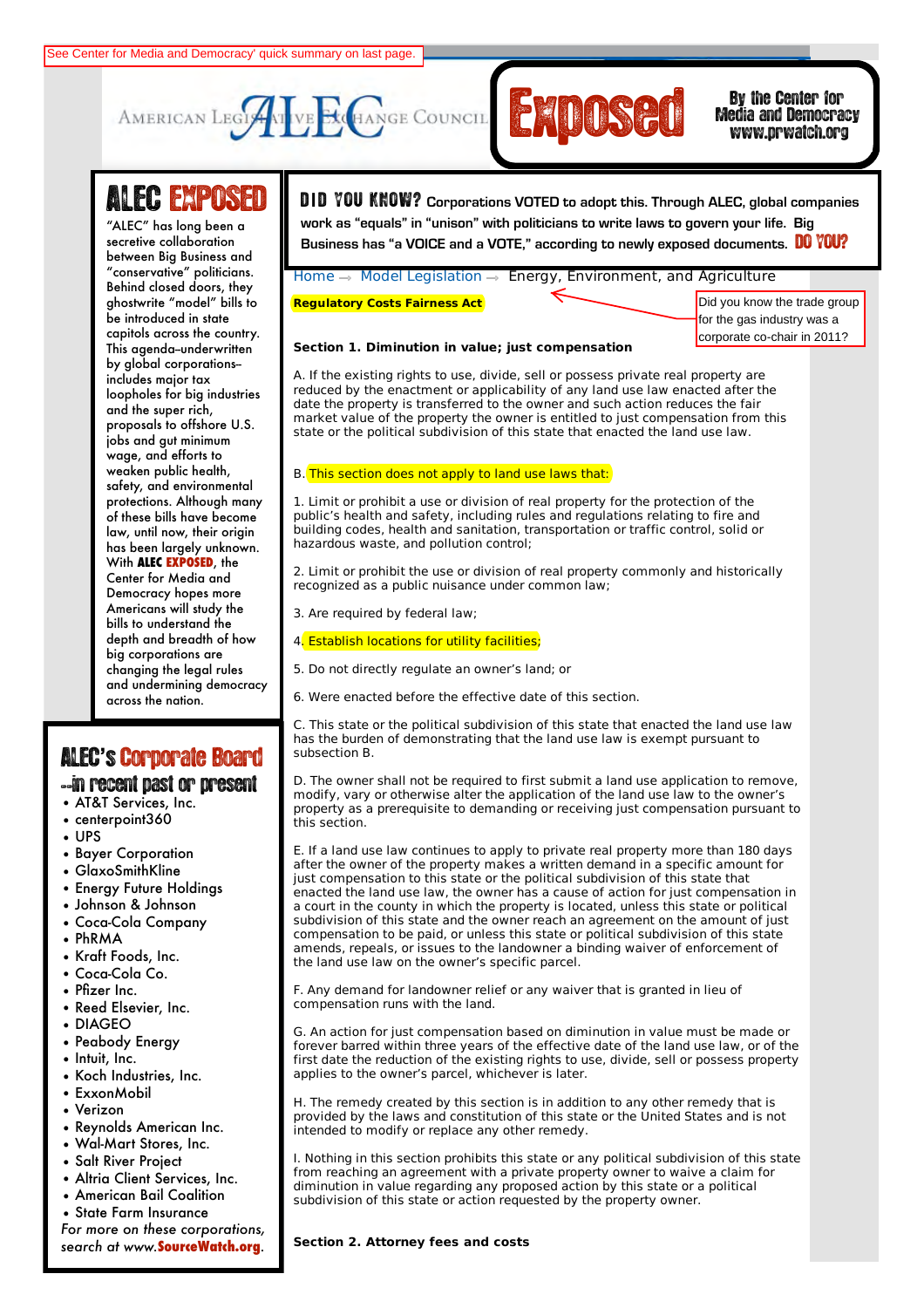See Center for Media and Democracy' quick summary on last page.

AMERICAN LEGISLATIVE EXCHANGE COUNCIL **ALEC Exposed** By the Center for Media and Democracy www.prwatch.org

# ALEC EXPOSED

"ALEC" has long been a secretive collaboration between Big Business and "conservative" politicians. Behind closed doors, they ghostwrite "model" bills to be introduced in state capitols across the country. This agenda–underwritten by global corporations–includes major tax loopholes for big industries and the super rich, proposals to offshore U.S. jobs and gut minimum wage, and efforts to weaken public health, safety, and environmental protections. Although many of these bills have become law, until now, their origin has been largely unknown. With **ALEC EXPOSED**, the Center for Media and Democracy hopes more Americans will study the bills to understand the depth and breadth of how big corporations are changing the legal rules and undermining democracy across the nation.

## ALEC's Corporate Board

### --in recent past or present

- AT&T Services, Inc.
- centerpoint360
- UPS
- Bayer Corporation
- GlaxoSmithKline
- Energy Future Holdings
- Johnson & Johnson
- Coca-Cola Company
- PhRMA
- Kraft Foods, Inc.
- Coca-Cola Co.
- Pfizer Inc.
- Reed Elsevier, Inc.
- DIAGEO
- Peabody Energy
- Intuit, Inc.
- Koch Industries, Inc.
- ExxonMobil
- Verizon
- Reynolds American Inc.
- Wal-Mart Stores, Inc.
- Salt River Project
- Altria Client Services, Inc.
- American Bail Coalition
- State Farm Insurance

*For more on these corporations, search at www.SourceWatch.org.*

**DID YOU KNOW?** Corporations VOTED to adopt this. Through ALEC, global companies work as "equals" in "unison" with politicians to write laws to govern your life. Big Business has "a VOICE and a VOTE," according to newly exposed documents. **DO YOU?**

Home → Model Legislation → Energy, Environment, and Agriculture

**Regulatory Costs Fairness Act**

Did you know the trade group for the gas industry was a corporate co-chair in 2011?

**Section 1. Diminution in value; just compensation**

A. If the existing rights to use, divide, sell or possess private real property are reduced by the enactment or applicability of any land use law enacted after the date the property is transferred to the owner and such action reduces the fair market value of the property the owner is entitled to just compensation from this state or the political subdivision of this state that enacted the land use law.

B. This section does not apply to land use laws that:

1. Limit or prohibit a use or division of real property for the protection of the public's health and safety, including rules and regulations relating to fire and building codes, health and sanitation, transportation or traffic control, solid or hazardous waste, and pollution control;

2. Limit or prohibit the use or division of real property commonly and historically recognized as a public nuisance under common law;

3. Are required by federal law;

4. Establish locations for utility facilities;

5. Do not directly regulate an owner's land; or

6. Were enacted before the effective date of this section.

C. This state or the political subdivision of this state that enacted the land use law has the burden of demonstrating that the land use law is exempt pursuant to subsection B.

D. The owner shall not be required to first submit a land use application to remove, modify, vary or otherwise alter the application of the land use law to the owner's property as a prerequisite to demanding or receiving just compensation pursuant to this section.

E. If a land use law continues to apply to private real property more than 180 days after the owner of the property makes a written demand in a specific amount for just compensation to this state or the political subdivision of this state that enacted the land use law, the owner has a cause of action for just compensation in a court in the county in which the property is located, unless this state or political subdivision of this state and the owner reach an agreement on the amount of just compensation to be paid, or unless this state or political subdivision of this state amends, repeals, or issues to the landowner a binding waiver of enforcement of the land use law on the owner's specific parcel.

F. Any demand for landowner relief or any waiver that is granted in lieu of compensation runs with the land.

G. An action for just compensation based on diminution in value must be made or forever barred within three years of the effective date of the land use law, or of the first date the reduction of the existing rights to use, divide, sell or possess property applies to the owner's parcel, whichever is later.

H. The remedy created by this section is in addition to any other remedy that is provided by the laws and constitution of this state or the United States and is not intended to modify or replace any other remedy.

I. Nothing in this section prohibits this state or any political subdivision of this state from reaching an agreement with a private property owner to waive a claim for diminution in value regarding any proposed action by this state or a political subdivision of this state or action requested by the property owner.

**Section 2. Attorney fees and costs**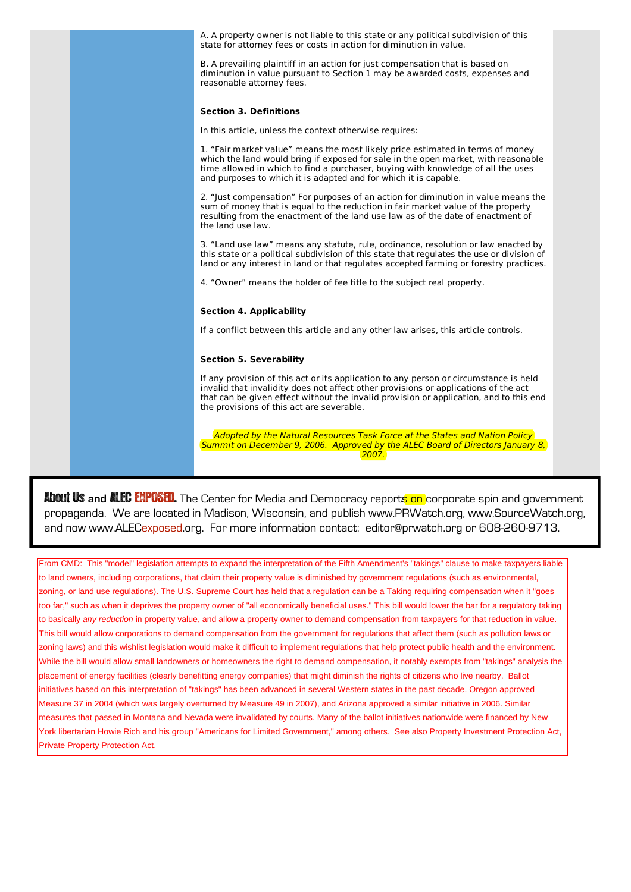A. A property owner is not liable to this state or any political subdivision of this state for attorney fees or costs in action for diminution in value.

B. A prevailing plaintiff in an action for just compensation that is based on diminution in value pursuant to Section 1 may be awarded costs, expenses and reasonable attorney fees.

**Section 3. Definitions**

In this article, unless the context otherwise requires:

1. "Fair market value" means the most likely price estimated in terms of money which the land would bring if exposed for sale in the open market, with reasonable time allowed in which to find a purchaser, buying with knowledge of all the uses and purposes to which it is adapted and for which it is capable.

2. "Just compensation" For purposes of an action for diminution in value means the sum of money that is equal to the reduction in fair market value of the property resulting from the enactment of the land use law as of the date of enactment of the land use law.

3. "Land use law" means any statute, rule, ordinance, resolution or law enacted by this state or a political subdivision of this state that regulates the use or division of land or any interest in land or that regulates accepted farming or forestry practices.

4. "Owner" means the holder of fee title to the subject real property.

**Section 4. Applicability**

If a conflict between this article and any other law arises, this article controls.

**Section 5. Severability**

If any provision of this act or its application to any person or circumstance is held invalid that invalidity does not affect other provisions or applications of the act that can be given effect without the invalid provision or application, and to this end the provisions of this act are severable.

*Adopted by the Natural Resources Task Force at the States and Nation Policy Summit on December 9, 2006. Approved by the ALEC Board of Directors January 8, 2007.*

**About Us and ALEC EXPOSED.** The Center for Media and Democracy reports on corporate spin and government propaganda. We are located in Madison, Wisconsin, and publish www.PRWatch.org, www.SourceWatch.org, and now www.ALECexposed.org. For more information contact: editor@prwatch.org or 608-260-9713.

From CMD: This "model" legislation attempts to expand the interpretation of the Fifth Amendment's "takings" clause to make taxpayers liable to land owners, including corporations, that claim their property value is diminished by government regulations (such as environmental, zoning, or land use regulations). The U.S. Supreme Court has held that a regulation can be a Taking requiring compensation when it "goes too far," such as when it deprives the property owner of "all economically beneficial uses." This bill would lower the bar for a regulatory taking to basically *any reduction* in property value, and allow a property owner to demand compensation from taxpayers for that reduction in value. This bill would allow corporations to demand compensation from the government for regulations that affect them (such as pollution laws or zoning laws) and this wishlist legislation would make it difficult to implement regulations that help protect public health and the environment. While the bill would allow small landowners or homeowners the right to demand compensation, it notably exempts from "takings" analysis the placement of energy facilities (clearly benefitting energy companies) that might diminish the rights of citizens who live nearby. Ballot initiatives based on this interpretation of "takings" has been advanced in several Western states in the past decade. Oregon approved Measure 37 in 2004 (which was largely overturned by Measure 49 in 2007), and Arizona approved a similar initiative in 2006. Similar measures that passed in Montana and Nevada were invalidated by courts. Many of the ballot initiatives nationwide were financed by New York libertarian Howie Rich and his group "Americans for Limited Government," among others. See also Property Investment Protection Act, Private Property Protection Act.